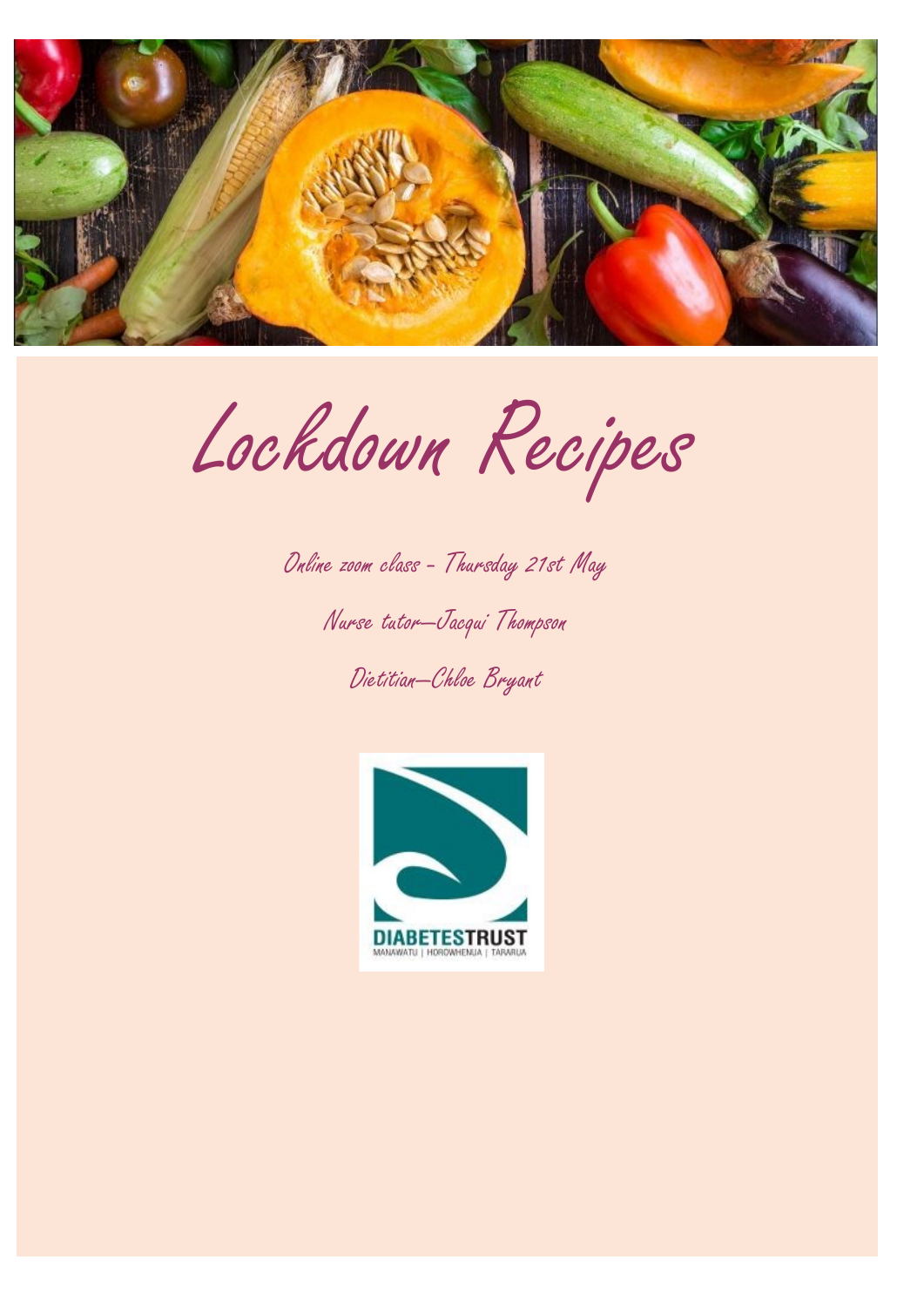# Lockdown Recipes

Online zoom class - Thursday 21st May

Nurse tutor—Jacqui Thompson

Dietitian—Chloe Bryant

DIABETESTRUST

MANAWATU | HOROWHENUA | TARARUA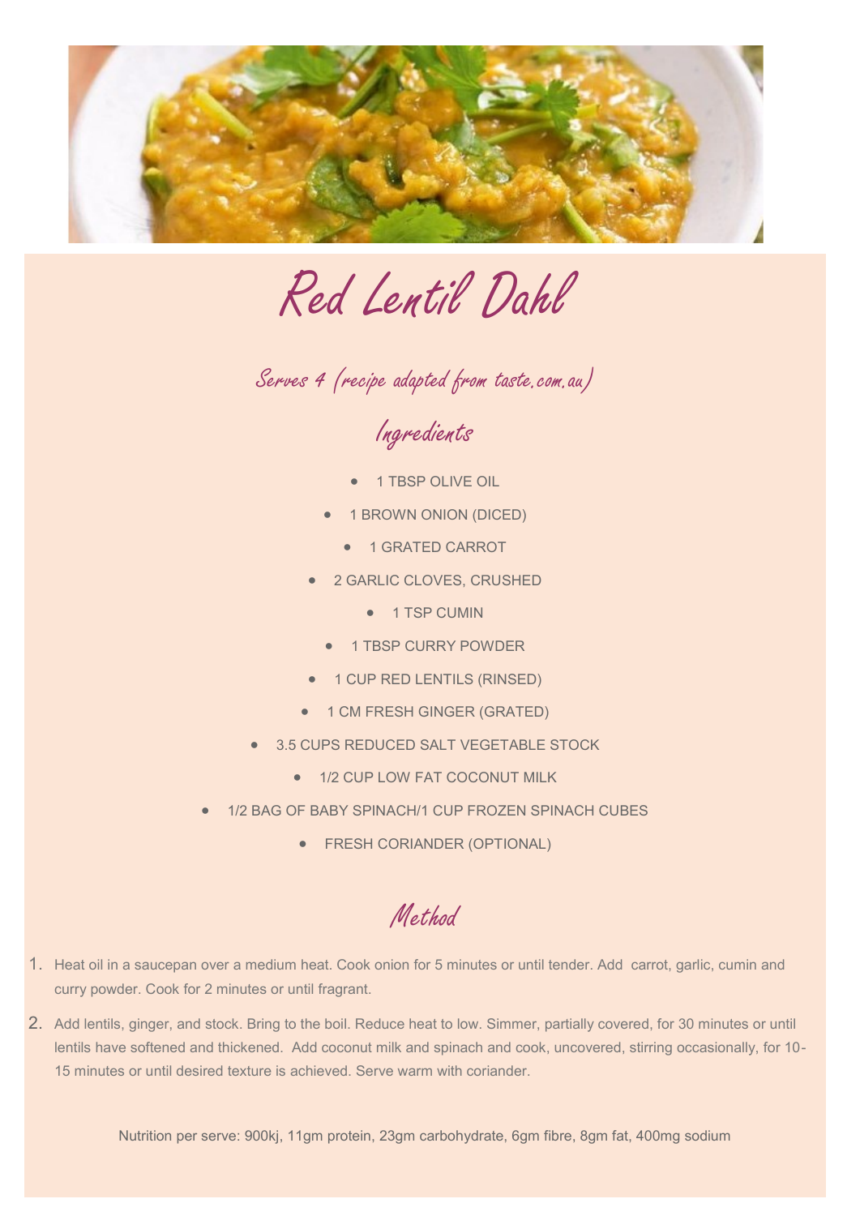# Red Lentil Dahl

## Serves 4 (recipe adapted from taste.com.au)

## Ingredients

- 1 TBSP OLIVE OIL
- 1 BROWN ONION (DICED)
- 1 GRATED CARROT
- 2 GARLIC CLOVES, CRUSHED
- 1 TSP CUMIN
- 1 TBSP CURRY POWDER
- 1 CUP RED LENTILS (RINSED)
- 1 CM FRESH GINGER (GRATED)
- 3.5 CUPS REDUCED SALT VEGETABLE STOCK
- 1/2 CUP LOW FAT COCONUT MILK
- 1/2 BAG OF BABY SPINACH/1 CUP FROZEN SPINACH CUBES
- FRESH CORIANDER (OPTIONAL)

## Method

1. Heat oil in a saucepan over a medium heat. Cook onion for 5 minutes or until tender. Add carrot, garlic, cumin and curry powder. Cook for 2 minutes or until fragrant.
2. Add lentils, ginger, and stock. Bring to the boil. Reduce heat to low. Simmer, partially covered, for 30 minutes or until lentils have softened and thickened. Add coconut milk and spinach and cook, uncovered, stirring occasionally, for 10-15 minutes or until desired texture is achieved. Serve warm with coriander.

Nutrition per serve: 900kj, 11gm protein, 23gm carbohydrate, 6gm fibre, 8gm fat, 400mg sodium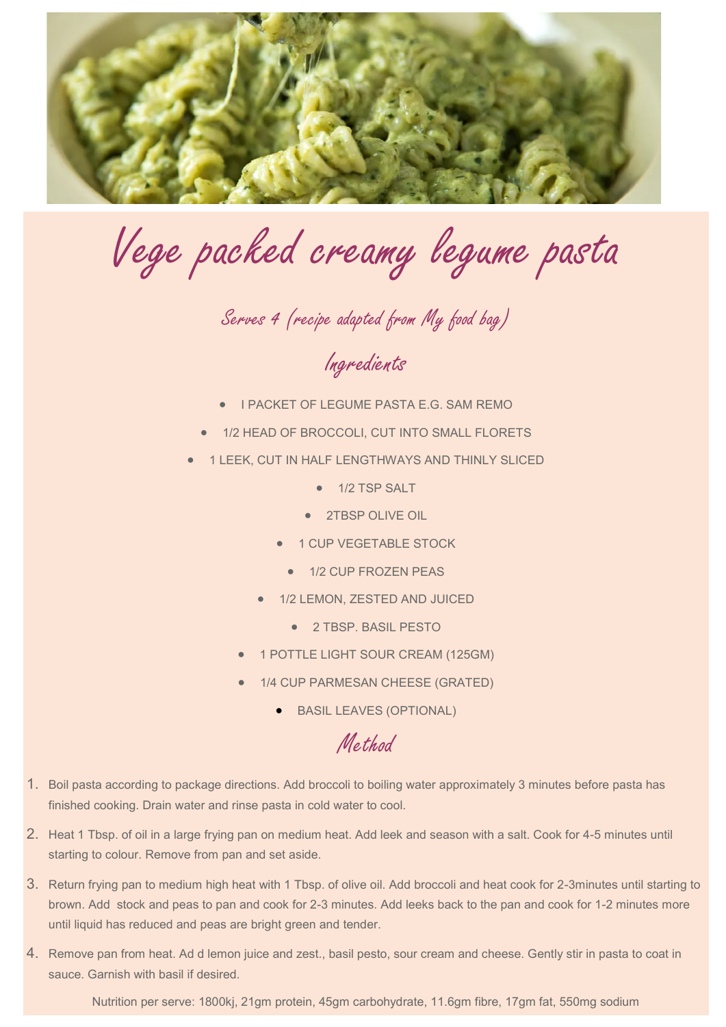# Vege packed creamy legume pasta

Serves 4 (recipe adapted from My food bag)

## Ingredients

- I PACKET OF LEGUME PASTA E.G. SAM REMO
- 1/2 HEAD OF BROCCOLI, CUT INTO SMALL FLORETS
- 1 LEEK, CUT IN HALF LENGTHWAYS AND THINLY SLICED
- 1/2 TSP SALT
- 2TBSP OLIVE OIL
- 1 CUP VEGETABLE STOCK
- 1/2 CUP FROZEN PEAS
- 1/2 LEMON, ZESTED AND JUICED
- 2 TBSP. BASIL PESTO
- 1 POTTLE LIGHT SOUR CREAM (125GM)
- 1/4 CUP PARMESAN CHEESE (GRATED)
- BASIL LEAVES (OPTIONAL)

## Method

1. Boil pasta according to package directions. Add broccoli to boiling water approximately 3 minutes before pasta has finished cooking. Drain water and rinse pasta in cold water to cool.
2. Heat 1 Tbsp. of oil in a large frying pan on medium heat. Add leek and season with a salt. Cook for 4-5 minutes until starting to colour. Remove from pan and set aside.
3. Return frying pan to medium high heat with 1 Tbsp. of olive oil. Add broccoli and heat cook for 2-3minutes until starting to brown. Add stock and peas to pan and cook for 2-3 minutes. Add leeks back to the pan and cook for 1-2 minutes more until liquid has reduced and peas are bright green and tender.
4. Remove pan from heat. Ad d lemon juice and zest., basil pesto, sour cream and cheese. Gently stir in pasta to coat in sauce. Garnish with basil if desired.

Nutrition per serve: 1800kj, 21gm protein, 45gm carbohydrate, 11.6gm fibre, 17gm fat, 550mg sodium